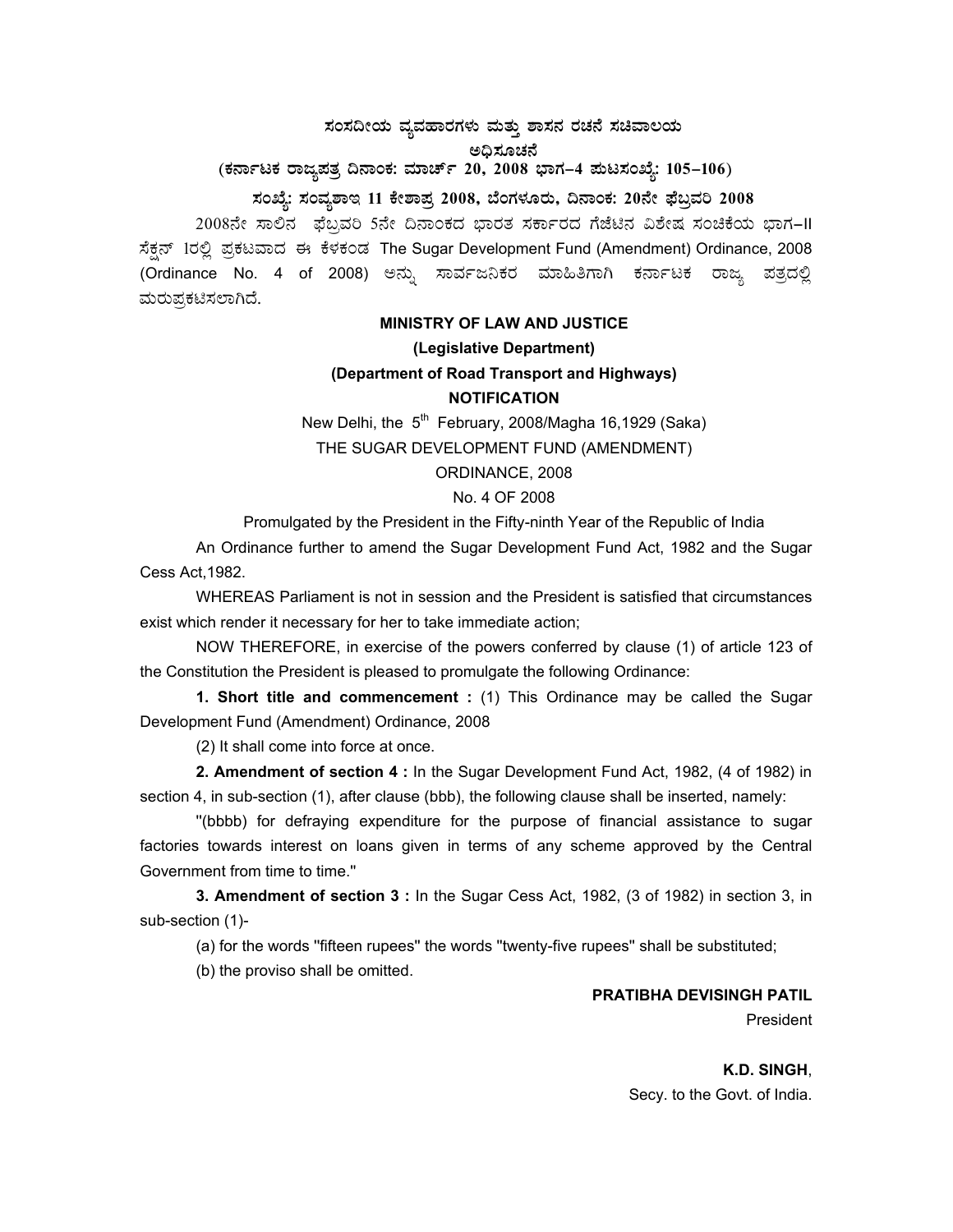# ಸಂಸದೀಯ ವ್ಯವಹಾರಗಳು ಮತ್ತು ಶಾಸನ ರಚನೆ ಸಚಿವಾಲಯ

## ಅಧಿಸೂಚನೆ

**(ಕರ್ನಾಟಕ ರಾಜ್ಯಪತ್ರ ದಿನಾಂಕ: ಮಾರ್ಚ್ 20, 2008 ಭಾಗ–4 ಪುಟಸಂಖ್ಯೆ: 105–106)**

**ಸಂಖ್ಯೆ: ಸಂವ್ಯಶಾಇ 11 ಕೇಶಾಪ್ರ 2008, ಬೆಂಗಳೂರು, ದಿನಾಂಕ: 20ನೇ ಫೆಬ್ರವರಿ 2008**

2008ನೇ ಸಾಲಿನ ಫೆಬ್ರವರಿ 5ನೇ ದಿನಾಂಕದ ಭಾರತ ಸರ್ಕಾರದ ಗೆಜೆಟಿನ ವಿಶೇಷ ಸಂಚಿಕೆಯ ಭಾಗ–II ಸೆಕ್ಷನ್ 1ರಲ್ಲಿ ಪ್ರಕಟವಾದ ಈ ಕೆಳಕಂಡ The Sugar Development Fund (Amendment) Ordinance, 2008 (Ordinance No. 4 of 2008) ಅನ್ನು ಸಾರ್ವಜನಿಕರ ಮಾಹಿತಿಗಾಗಿ ಕರ್ನಾಟಕ ರಾಜ್ಯ ಪತ್ರದಲ್ಲಿ ಮರುಪ್ರಕಟಿಸಲಾಗಿದೆ.

**MINISTRY OF LAW AND JUSTICE**

**(Legislative Department)**

**(Department of Road Transport and Highways)**

**NOTIFICATION**

New Delhi, the 5th February, 2008/Magha 16,1929 (Saka)

THE SUGAR DEVELOPMENT FUND (AMENDMENT)

ORDINANCE, 2008

No. 4 OF 2008

Promulgated by the President in the Fifty-ninth Year of the Republic of India

An Ordinance further to amend the Sugar Development Fund Act, 1982 and the Sugar Cess Act,1982.

WHEREAS Parliament is not in session and the President is satisfied that circumstances exist which render it necessary for her to take immediate action;

NOW THEREFORE, in exercise of the powers conferred by clause (1) of article 123 of the Constitution the President is pleased to promulgate the following Ordinance:

**1. Short title and commencement :** (1) This Ordinance may be called the Sugar Development Fund (Amendment) Ordinance, 2008

(2) It shall come into force at once.

**2. Amendment of section 4 :** In the Sugar Development Fund Act, 1982, (4 of 1982) in section 4, in sub-section (1), after clause (bbb), the following clause shall be inserted, namely:

"(bbbb) for defraying expenditure for the purpose of financial assistance to sugar factories towards interest on loans given in terms of any scheme approved by the Central Government from time to time."

**3. Amendment of section 3 :** In the Sugar Cess Act, 1982, (3 of 1982) in section 3, in sub-section (1)-

(a) for the words "fifteen rupees" the words "twenty-five rupees" shall be substituted;

(b) the proviso shall be omitted.

**PRATIBHA DEVISINGH PATIL**

President

**K.D. SINGH**,

Secy. to the Govt. of India.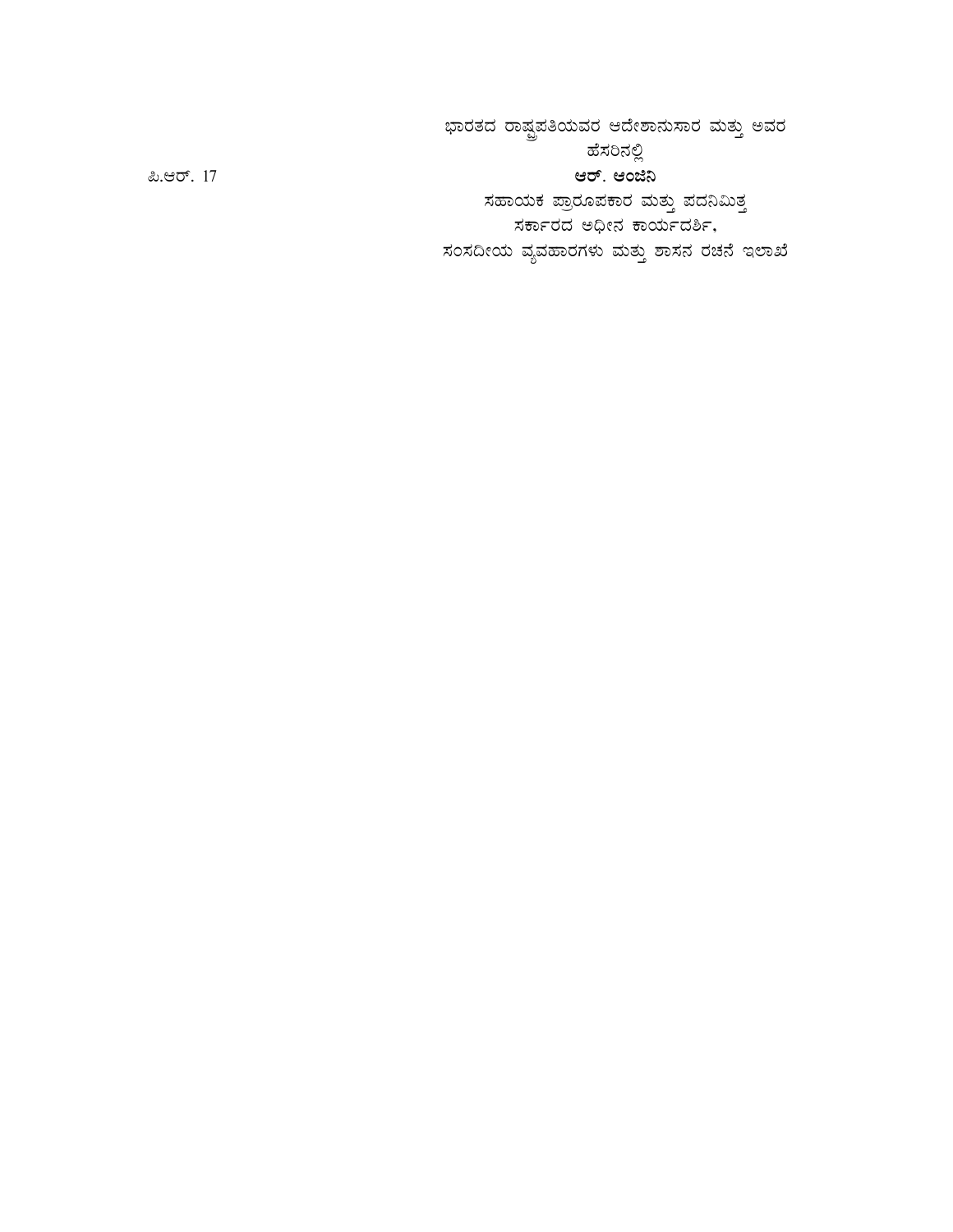ಭಾರತದ ರಾಷ್ಟ್ರಪತಿಯವರ ಆದೇಶಾನುಸಾರ ಮತ್ತು ಅವರ ಹೆಸರಿನಲ್ಲಿ

ಪಿ.ಆರ್. 17

**ಆರ್. ಆಂಜಿನಿ**

ಸಹಾಯಕ ಪ್ರಾರೂಪಕಾರ ಮತ್ತು ಪದನಿಮಿತ್ತ
ಸರ್ಕಾರದ ಅಧೀನ ಕಾರ್ಯದರ್ಶಿ,
ಸಂಸದೀಯ ವ್ಯವಹಾರಗಳು ಮತ್ತು ಶಾಸನ ರಚನೆ ಇಲಾಖೆ